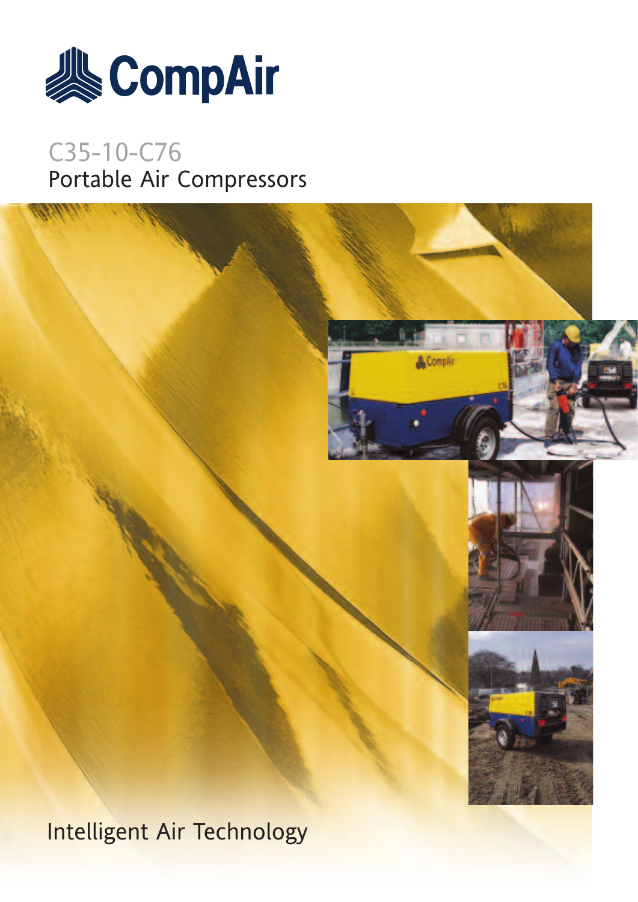# CompAir

## C35-10-C76
## Portable Air Compressors

Intelligent Air Technology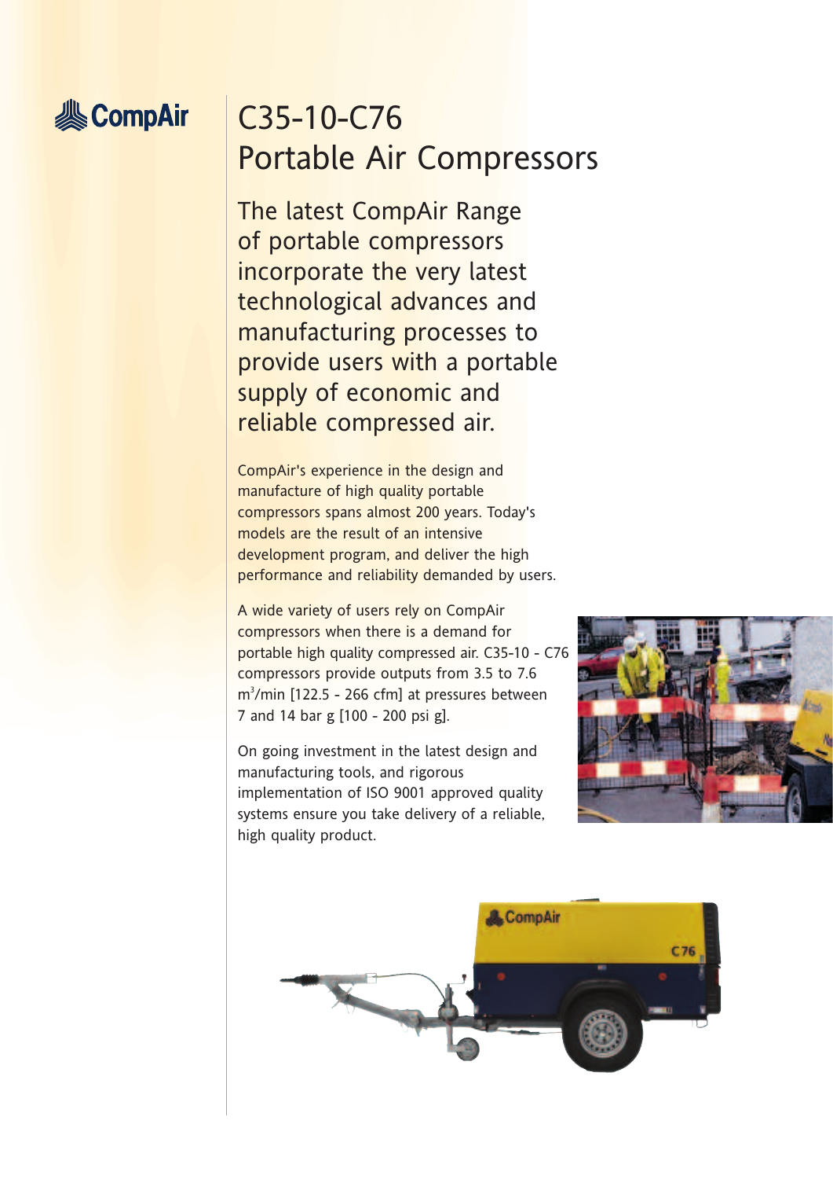CompAir

# C35-10-C76 Portable Air Compressors

## The latest CompAir Range of portable compressors incorporate the very latest technological advances and manufacturing processes to provide users with a portable supply of economic and reliable compressed air.

CompAir's experience in the design and manufacture of high quality portable compressors spans almost 200 years. Today's models are the result of an intensive development program, and deliver the high performance and reliability demanded by users.

A wide variety of users rely on CompAir compressors when there is a demand for portable high quality compressed air. C35-10 - C76 compressors provide outputs from 3.5 to 7.6 $m^3$/min [122.5 - 266 cfm] at pressures between 7 and 14 bar g [100 - 200 psi g].

On going investment in the latest design and manufacturing tools, and rigorous implementation of ISO 9001 approved quality systems ensure you take delivery of a reliable, high quality product.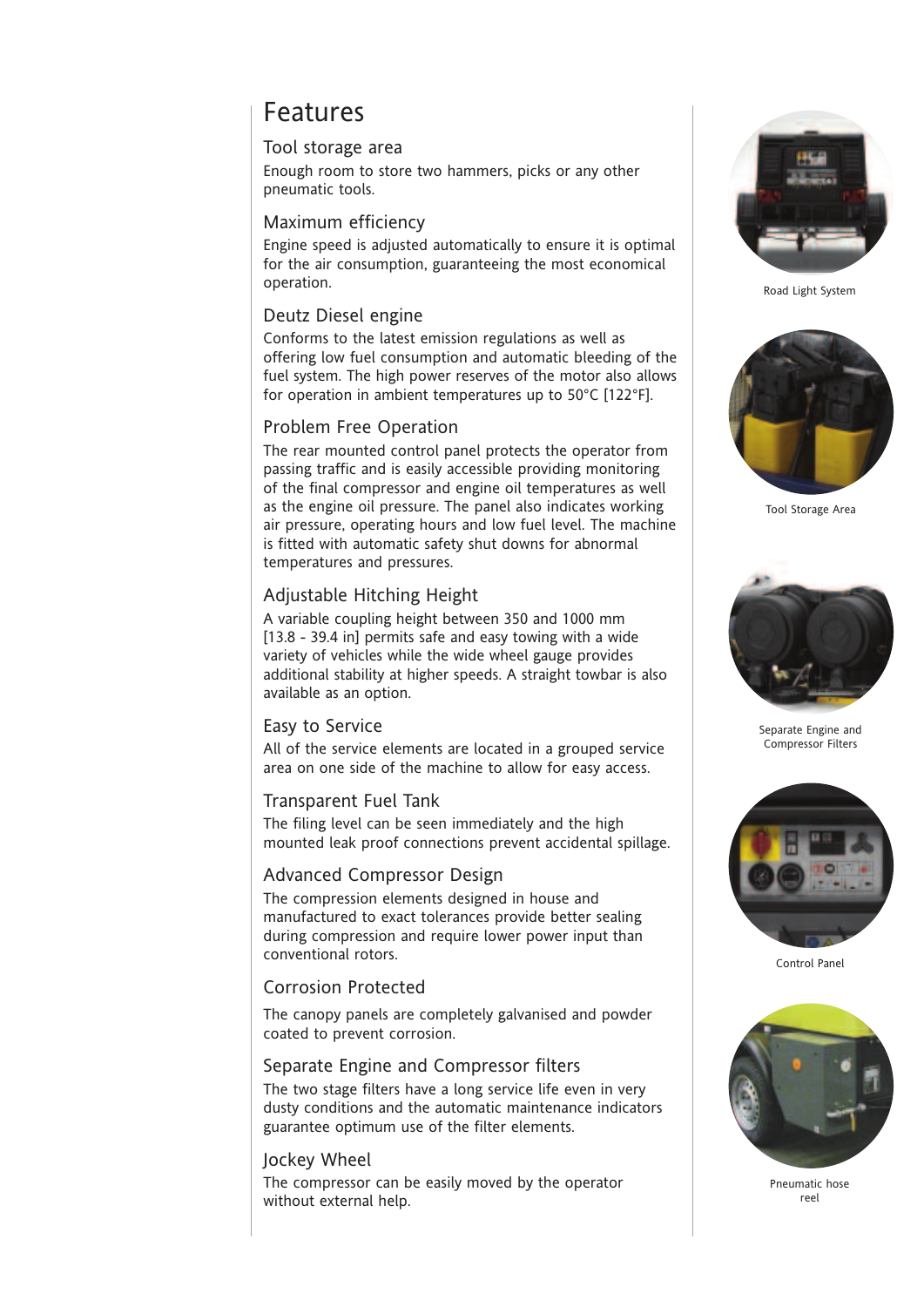# Features

## Tool storage area

Enough room to store two hammers, picks or any other pneumatic tools.

## Maximum efficiency

Engine speed is adjusted automatically to ensure it is optimal for the air consumption, guaranteeing the most economical operation.

## Deutz Diesel engine

Conforms to the latest emission regulations as well as offering low fuel consumption and automatic bleeding of the fuel system. The high power reserves of the motor also allows for operation in ambient temperatures up to 50°C [122°F].

## Problem Free Operation

The rear mounted control panel protects the operator from passing traffic and is easily accessible providing monitoring of the final compressor and engine oil temperatures as well as the engine oil pressure. The panel also indicates working air pressure, operating hours and low fuel level. The machine is fitted with automatic safety shut downs for abnormal temperatures and pressures.

## Adjustable Hitching Height

A variable coupling height between 350 and 1000 mm [13.8 - 39.4 in] permits safe and easy towing with a wide variety of vehicles while the wide wheel gauge provides additional stability at higher speeds. A straight towbar is also available as an option.

## Easy to Service

All of the service elements are located in a grouped service area on one side of the machine to allow for easy access.

## Transparent Fuel Tank

The filing level can be seen immediately and the high mounted leak proof connections prevent accidental spillage.

## Advanced Compressor Design

The compression elements designed in house and manufactured to exact tolerances provide better sealing during compression and require lower power input than conventional rotors.

## Corrosion Protected

The canopy panels are completely galvanised and powder coated to prevent corrosion.

## Separate Engine and Compressor filters

The two stage filters have a long service life even in very dusty conditions and the automatic maintenance indicators guarantee optimum use of the filter elements.

## Jockey Wheel

The compressor can be easily moved by the operator without external help.

Road Light System

Tool Storage Area

Separate Engine and Compressor Filters

Control Panel

Pneumatic hose reel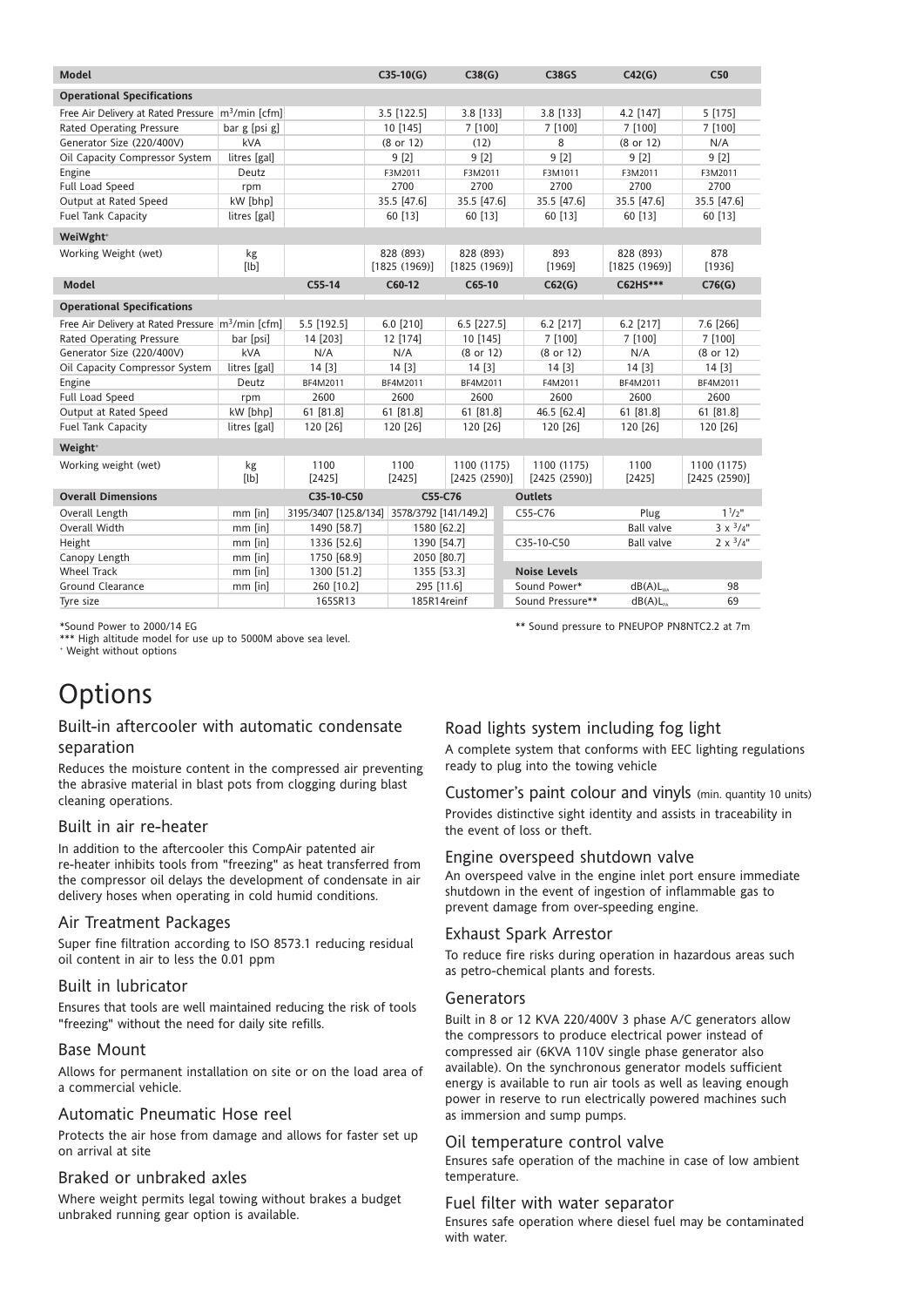| Model | | | C35-10(G) | C38(G) | C38GS | C42(G) | C50 |
|---|---|---|---|---|---|---|---|
| **Operational Specifications** | | | | | | | |
| Free Air Delivery at Rated Pressure | $m^3$/min [cfm] | | 3.5 [122.5] | 3.8 [133] | 3.8 [133] | 4.2 [147] | 5 [175] |
| Rated Operating Pressure | bar g [psi g] | | 10 [145] | 7 [100] | 7 [100] | 7 [100] | 7 [100] |
| Generator Size (220/400V) | kVA | | (8 or 12) | (12) | 8 | (8 or 12) | N/A |
| Oil Capacity Compressor System | litres [gal] | | 9 [2] | 9 [2] | 9 [2] | 9 [2] | 9 [2] |
| Engine | Deutz | | F3M2011 | F3M2011 | F3M1011 | F3M2011 | F3M2011 |
| Full Load Speed | rpm | | 2700 | 2700 | 2700 | 2700 | 2700 |
| Output at Rated Speed | kW [bhp] | | 35.5 [47.6] | 35.5 [47.6] | 35.5 [47.6] | 35.5 [47.6] | 35.5 [47.6] |
| Fuel Tank Capacity | litres [gal] | | 60 [13] | 60 [13] | 60 [13] | 60 [13] | 60 [13] |
| **WeiWght+** | | | | | | | |
| Working Weight (wet) | kg [lb] | | 828 (893) [1825 (1969)] | 828 (893) [1825 (1969)] | 893 [1969] | 828 (893) [1825 (1969)] | 878 [1936] |
| **Model** | | C55-14 | C60-12 | C65-10 | C62(G) | C62HS*** | C76(G) |
| **Operational Specifications** | | | | | | | |
| Free Air Delivery at Rated Pressure | $m^3$/min [cfm] | 5.5 [192.5] | 6.0 [210] | 6.5 [227.5] | 6.2 [217] | 6.2 [217] | 7.6 [266] |
| Rated Operating Pressure | bar [psi] | 14 [203] | 12 [174] | 10 [145] | 7 [100] | 7 [100] | 7 [100] |
| Generator Size (220/400V) | kVA | N/A | N/A | (8 or 12) | (8 or 12) | N/A | (8 or 12) |
| Oil Capacity Compressor System | litres [gal] | 14 [3] | 14 [3] | 14 [3] | 14 [3] | 14 [3] | 14 [3] |
| Engine | Deutz | BF4M2011 | BF4M2011 | BF4M2011 | F4M2011 | BF4M2011 | BF4M2011 |
| Full Load Speed | rpm | 2600 | 2600 | 2600 | 2600 | 2600 | 2600 |
| Output at Rated Speed | kW [bhp] | 61 [81.8] | 61 [81.8] | 61 [81.8] | 46.5 [62.4] | 61 [81.8] | 61 [81.8] |
| Fuel Tank Capacity | litres [gal] | 120 [26] | 120 [26] | 120 [26] | 120 [26] | 120 [26] | 120 [26] |
| **Weight+** | | | | | | | |
| Working weight (wet) | kg [lb] | 1100 [2425] | 1100 [2425] | 1100 (1175) [2425 (2590)] | 1100 (1175) [2425 (2590)] | 1100 [2425] | 1100 (1175) [2425 (2590)] |

| Overall Dimensions | | C35-10-C50 | C55-C76 |
|---|---|---|---|
| Overall Length | mm [in] | 3195/3407 [125.8/134] | 3578/3792 [141/149.2] |
| Overall Width | mm [in] | 1490 [58.7] | 1580 [62.2] |
| Height | mm [in] | 1336 [52.6] | 1390 [54.7] |
| Canopy Length | mm [in] | 1750 [68.9] | 2050 [80.7] |
| Wheel Track | mm [in] | 1300 [51.2] | 1355 [53.3] |
| Ground Clearance | mm [in] | 260 [10.2] | 295 [11.6] |
| Tyre size | | 165SR13 | 185R14reinf |

| Outlets | | |
|---|---|---|
| C55-C76 | Plug | 1 1/2" |
| | Ball valve | 3 x 3/4" |
| C35-10-C50 | Ball valve | 2 x 3/4" |
| **Noise Levels** | | |
| Sound Power* | dB(A)$L_{WA}$ | 98 |
| Sound Pressure** | dB(A)$L_{PA}$ | 69 |

*Sound Power to 2000/14 EG

** Sound pressure to PNEUPOP PN8NTC2.2 at 7m

*** High altitude model for use up to 5000M above sea level.

+ Weight without options

# Options

### Built-in aftercooler with automatic condensate separation

Reduces the moisture content in the compressed air preventing the abrasive material in blast pots from clogging during blast cleaning operations.

### Built in air re-heater

In addition to the aftercooler this CompAir patented air re-heater inhibits tools from "freezing" as heat transferred from the compressor oil delays the development of condensate in air delivery hoses when operating in cold humid conditions.

### Air Treatment Packages

Super fine filtration according to ISO 8573.1 reducing residual oil content in air to less the 0.01 ppm

### Built in lubricator

Ensures that tools are well maintained reducing the risk of tools "freezing" without the need for daily site refills.

### Base Mount

Allows for permanent installation on site or on the load area of a commercial vehicle.

### Automatic Pneumatic Hose reel

Protects the air hose from damage and allows for faster set up on arrival at site

### Braked or unbraked axles

Where weight permits legal towing without brakes a budget unbraked running gear option is available.

### Road lights system including fog light

A complete system that conforms with EEC lighting regulations ready to plug into the towing vehicle

### Customer's paint colour and vinyls (min. quantity 10 units)

Provides distinctive sight identity and assists in traceability in the event of loss or theft.

### Engine overspeed shutdown valve

An overspeed valve in the engine inlet port ensure immediate shutdown in the event of ingestion of inflammable gas to prevent damage from over-speeding engine.

### Exhaust Spark Arrestor

To reduce fire risks during operation in hazardous areas such as petro-chemical plants and forests.

### Generators

Built in 8 or 12 KVA 220/400V 3 phase A/C generators allow the compressors to produce electrical power instead of compressed air (6KVA 110V single phase generator also available). On the synchronous generator models sufficient energy is available to run air tools as well as leaving enough power in reserve to run electrically powered machines such as immersion and sump pumps.

### Oil temperature control valve

Ensures safe operation of the machine in case of low ambient temperature.

### Fuel filter with water separator

Ensures safe operation where diesel fuel may be contaminated with water.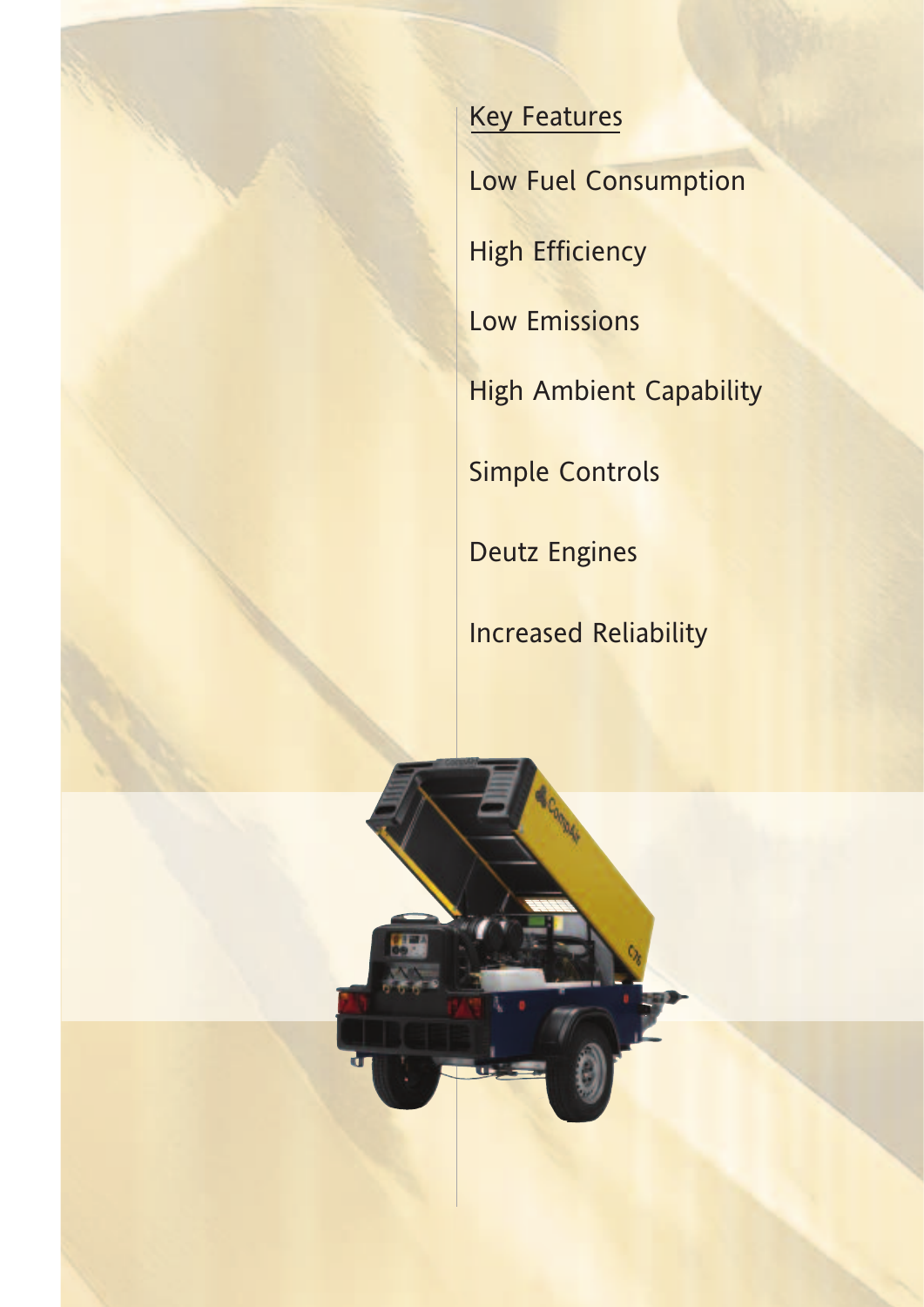## Key Features

Low Fuel Consumption

High Efficiency

Low Emissions

High Ambient Capability

Simple Controls

Deutz Engines

Increased Reliability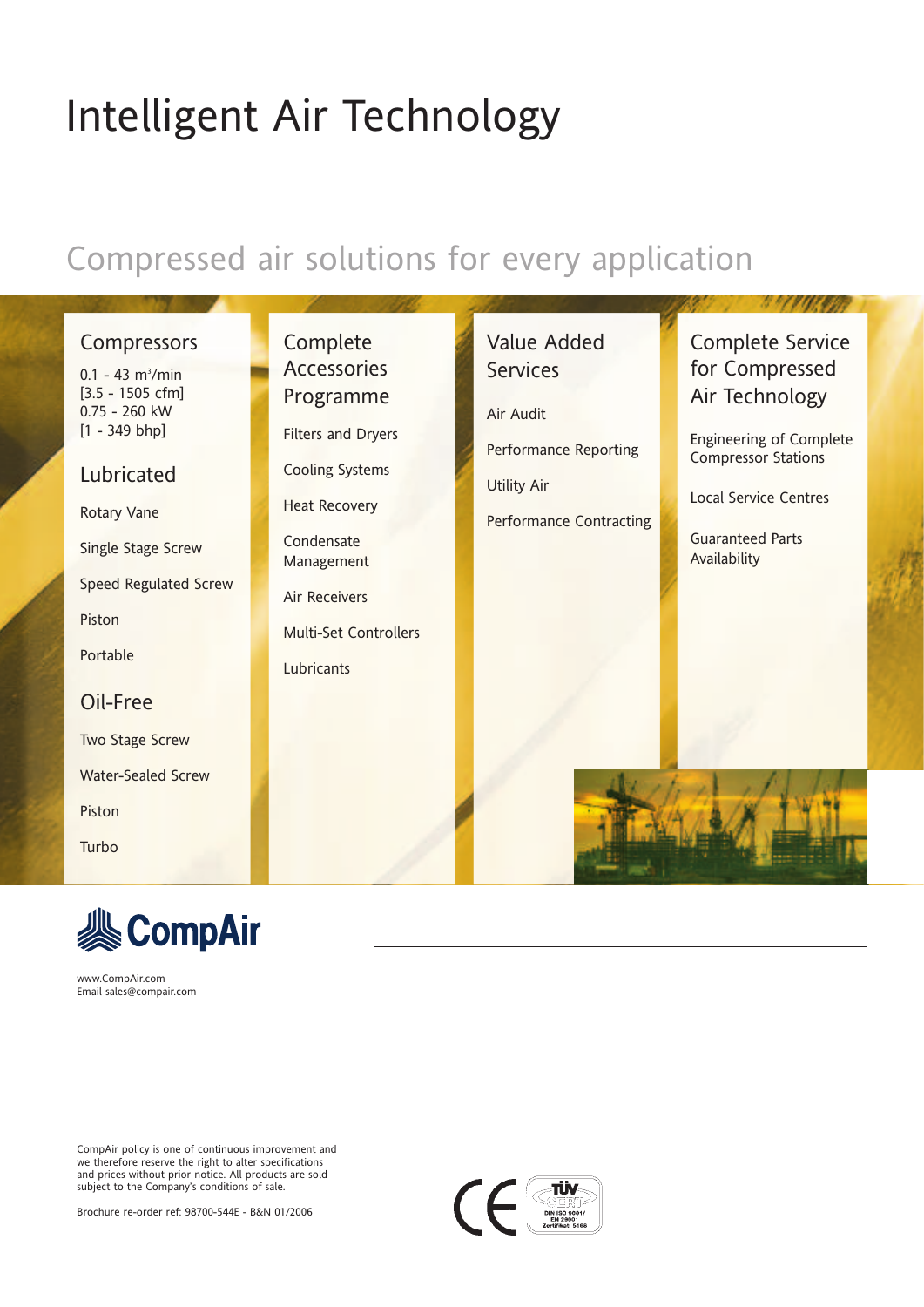# Intelligent Air Technology

## Compressed air solutions for every application

### Compressors

0.1 - 43 $m^3$/min
[3.5 - 1505 cfm]
0.75 - 260 kW
[1 - 349 bhp]

#### Lubricated

- Rotary Vane
- Single Stage Screw
- Speed Regulated Screw
- Piston
- Portable

#### Oil-Free

- Two Stage Screw
- Water-Sealed Screw
- Piston
- Turbo

### Complete Accessories Programme

- Filters and Dryers
- Cooling Systems
- Heat Recovery
- Condensate Management
- Air Receivers
- Multi-Set Controllers
- Lubricants

### Value Added Services

- Air Audit
- Performance Reporting
- Utility Air
- Performance Contracting

### Complete Service for Compressed Air Technology

- Engineering of Complete Compressor Stations
- Local Service Centres
- Guaranteed Parts Availability

CompAir

www.CompAir.com
Email sales@compair.com

CompAir policy is one of continuous improvement and we therefore reserve the right to alter specifications and prices without prior notice. All products are sold subject to the Company's conditions of sale.

Brochure re-order ref: 98700-544E - B&N 01/2006

CE

TÜV CERT DIN ISO 9001/ EN 29001 Zertifikat: 5166